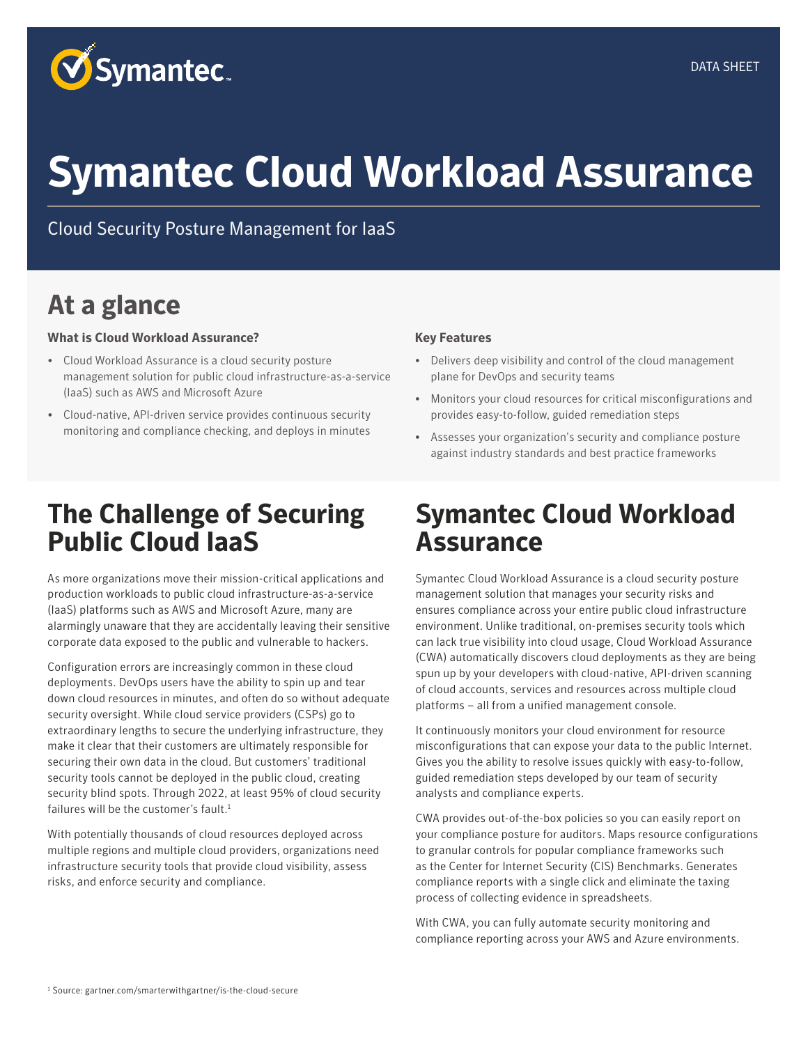DATA SHEET

# Symantec Cloud Workload Assurance

Cloud Security Posture Management for IaaS

## At a glance

**What is Cloud Workload Assurance?**

- Cloud Workload Assurance is a cloud security posture management solution for public cloud infrastructure-as-a-service (IaaS) such as AWS and Microsoft Azure
- Cloud-native, API-driven service provides continuous security monitoring and compliance checking, and deploys in minutes

**Key Features**

- Delivers deep visibility and control of the cloud management plane for DevOps and security teams
- Monitors your cloud resources for critical misconfigurations and provides easy-to-follow, guided remediation steps
- Assesses your organization's security and compliance posture against industry standards and best practice frameworks

## The Challenge of Securing Public Cloud IaaS

As more organizations move their mission-critical applications and production workloads to public cloud infrastructure-as-a-service (IaaS) platforms such as AWS and Microsoft Azure, many are alarmingly unaware that they are accidentally leaving their sensitive corporate data exposed to the public and vulnerable to hackers.

Configuration errors are increasingly common in these cloud deployments. DevOps users have the ability to spin up and tear down cloud resources in minutes, and often do so without adequate security oversight. While cloud service providers (CSPs) go to extraordinary lengths to secure the underlying infrastructure, they make it clear that their customers are ultimately responsible for securing their own data in the cloud. But customers' traditional security tools cannot be deployed in the public cloud, creating security blind spots. Through 2022, at least 95% of cloud security failures will be the customer's fault.[1]

With potentially thousands of cloud resources deployed across multiple regions and multiple cloud providers, organizations need infrastructure security tools that provide cloud visibility, assess risks, and enforce security and compliance.

## Symantec Cloud Workload Assurance

Symantec Cloud Workload Assurance is a cloud security posture management solution that manages your security risks and ensures compliance across your entire public cloud infrastructure environment. Unlike traditional, on-premises security tools which can lack true visibility into cloud usage, Cloud Workload Assurance (CWA) automatically discovers cloud deployments as they are being spun up by your developers with cloud-native, API-driven scanning of cloud accounts, services and resources across multiple cloud platforms – all from a unified management console.

It continuously monitors your cloud environment for resource misconfigurations that can expose your data to the public Internet. Gives you the ability to resolve issues quickly with easy-to-follow, guided remediation steps developed by our team of security analysts and compliance experts.

CWA provides out-of-the-box policies so you can easily report on your compliance posture for auditors. Maps resource configurations to granular controls for popular compliance frameworks such as the Center for Internet Security (CIS) Benchmarks. Generates compliance reports with a single click and eliminate the taxing process of collecting evidence in spreadsheets.

With CWA, you can fully automate security monitoring and compliance reporting across your AWS and Azure environments.

[1] Source: gartner.com/smarterwithgartner/is-the-cloud-secure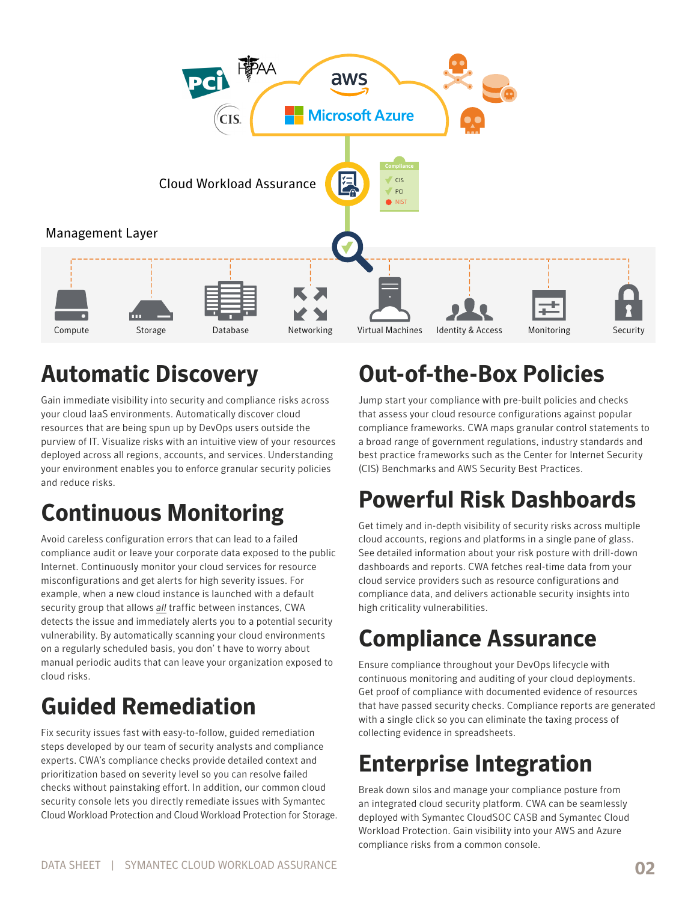Cloud Workload Assurance

Management Layer

Compute | Storage | Database | Networking | Virtual Machines | Identity & Access | Monitoring | Security

## Automatic Discovery

Gain immediate visibility into security and compliance risks across your cloud IaaS environments. Automatically discover cloud resources that are being spun up by DevOps users outside the purview of IT. Visualize risks with an intuitive view of your resources deployed across all regions, accounts, and services. Understanding your environment enables you to enforce granular security policies and reduce risks.

## Continuous Monitoring

Avoid careless configuration errors that can lead to a failed compliance audit or leave your corporate data exposed to the public Internet. Continuously monitor your cloud services for resource misconfigurations and get alerts for high severity issues. For example, when a new cloud instance is launched with a default security group that allows *all* traffic between instances, CWA detects the issue and immediately alerts you to a potential security vulnerability. By automatically scanning your cloud environments on a regularly scheduled basis, you don' t have to worry about manual periodic audits that can leave your organization exposed to cloud risks.

## Guided Remediation

Fix security issues fast with easy-to-follow, guided remediation steps developed by our team of security analysts and compliance experts. CWA's compliance checks provide detailed context and prioritization based on severity level so you can resolve failed checks without painstaking effort. In addition, our common cloud security console lets you directly remediate issues with Symantec Cloud Workload Protection and Cloud Workload Protection for Storage.

## Out-of-the-Box Policies

Jump start your compliance with pre-built policies and checks that assess your cloud resource configurations against popular compliance frameworks. CWA maps granular control statements to a broad range of government regulations, industry standards and best practice frameworks such as the Center for Internet Security (CIS) Benchmarks and AWS Security Best Practices.

## Powerful Risk Dashboards

Get timely and in-depth visibility of security risks across multiple cloud accounts, regions and platforms in a single pane of glass. See detailed information about your risk posture with drill-down dashboards and reports. CWA fetches real-time data from your cloud service providers such as resource configurations and compliance data, and delivers actionable security insights into high criticality vulnerabilities.

## Compliance Assurance

Ensure compliance throughout your DevOps lifecycle with continuous monitoring and auditing of your cloud deployments. Get proof of compliance with documented evidence of resources that have passed security checks. Compliance reports are generated with a single click so you can eliminate the taxing process of collecting evidence in spreadsheets.

## Enterprise Integration

Break down silos and manage your compliance posture from an integrated cloud security platform. CWA can be seamlessly deployed with Symantec CloudSOC CASB and Symantec Cloud Workload Protection. Gain visibility into your AWS and Azure compliance risks from a common console.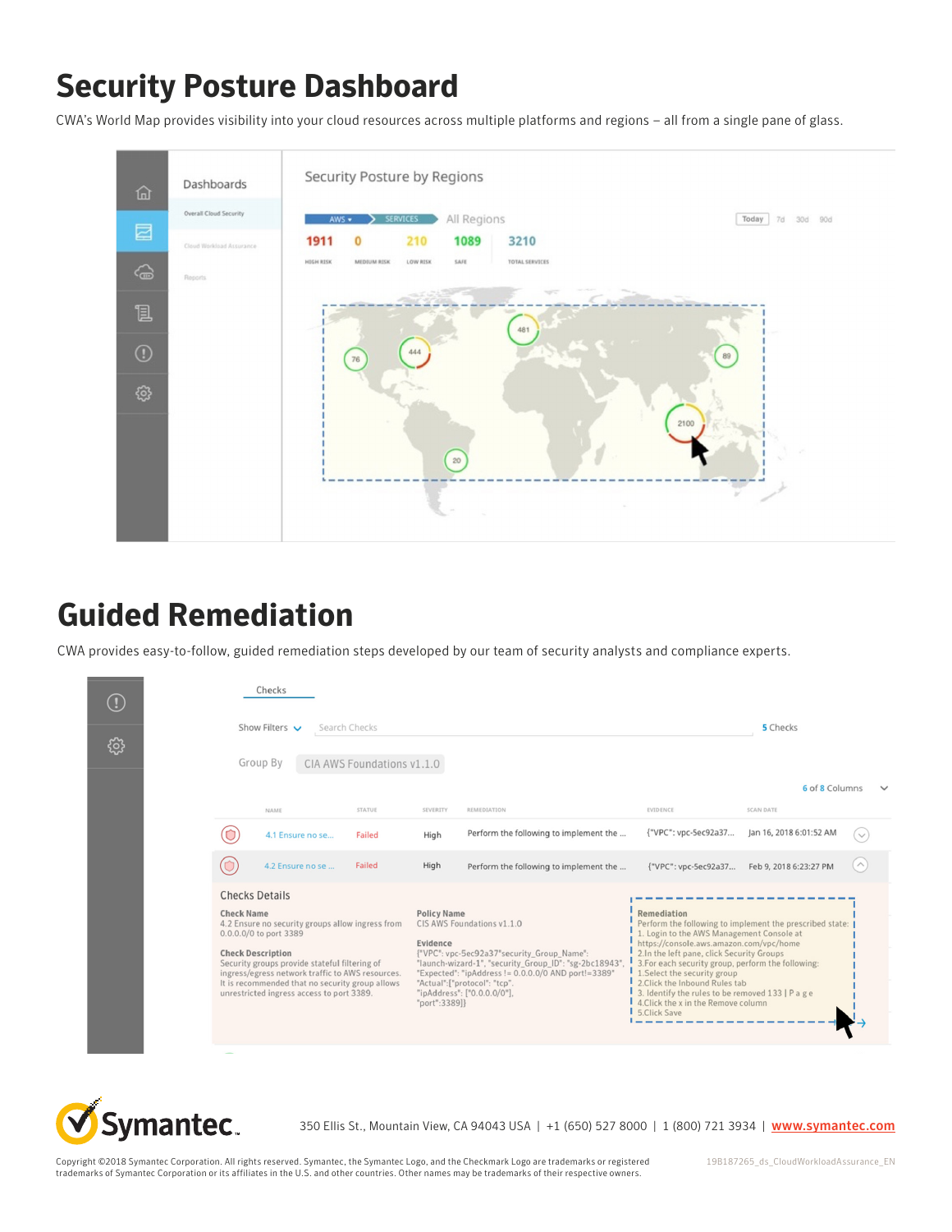# Security Posture Dashboard

CWA's World Map provides visibility into your cloud resources across multiple platforms and regions – all from a single pane of glass.

# Guided Remediation

CWA provides easy-to-follow, guided remediation steps developed by our team of security analysts and compliance experts.

350 Ellis St., Mountain View, CA 94043 USA | +1 (650) 527 8000 | 1 (800) 721 3934 | www.symantec.com

Copyright ©2018 Symantec Corporation. All rights reserved. Symantec, the Symantec Logo, and the Checkmark Logo are trademarks or registered trademarks of Symantec Corporation or its affiliates in the U.S. and other countries. Other names may be trademarks of their respective owners.

19B187265_ds_CloudWorkloadAssurance_EN